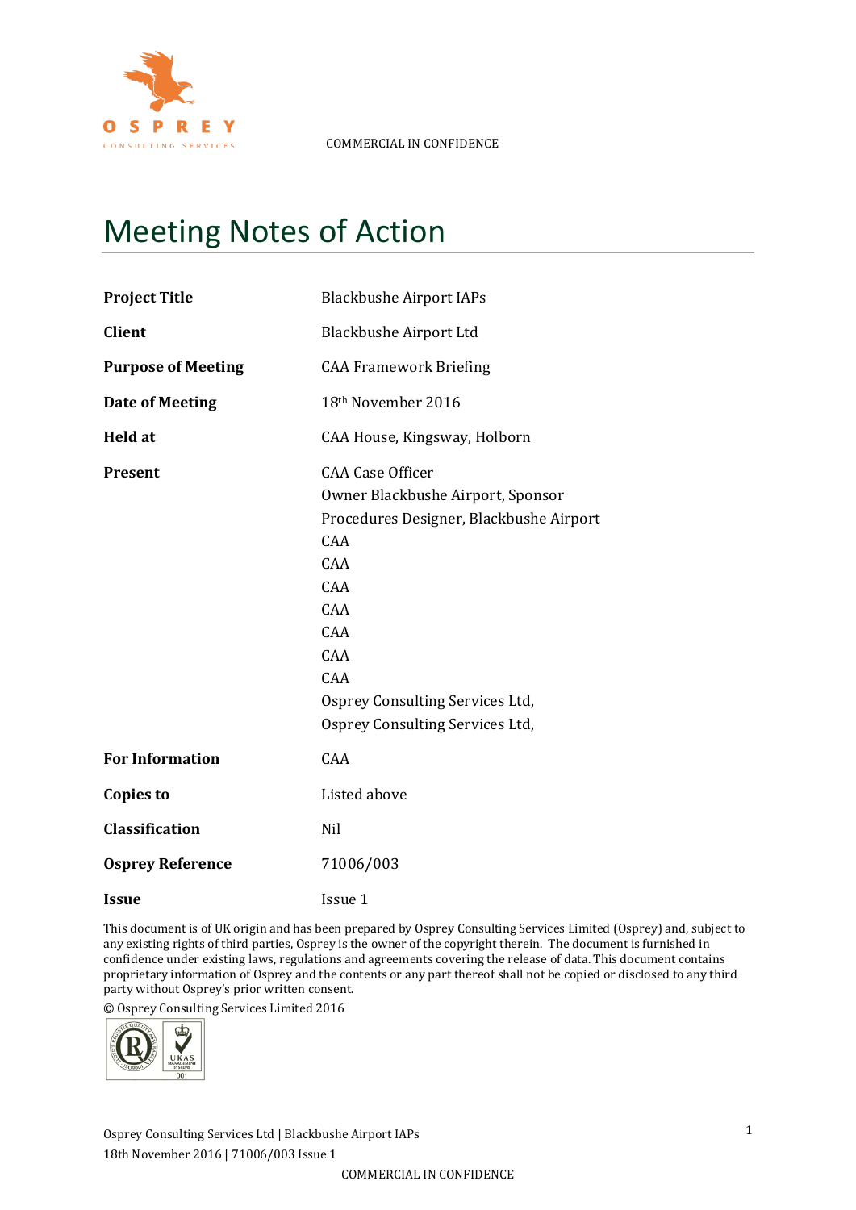COMMERCIAL IN CONFIDENCE

# Meeting Notes of Action

| | |
|---|---|
| **Project Title** | Blackbushe Airport IAPs |
| **Client** | Blackbushe Airport Ltd |
| **Purpose of Meeting** | CAA Framework Briefing |
| **Date of Meeting** | 18th November 2016 |
| **Held at** | CAA House, Kingsway, Holborn |
| **Present** | CAA Case Officer<br>Owner Blackbushe Airport, Sponsor<br>Procedures Designer, Blackbushe Airport<br>CAA<br>CAA<br>CAA<br>CAA<br>CAA<br>CAA<br>CAA<br>Osprey Consulting Services Ltd,<br>Osprey Consulting Services Ltd, |
| **For Information** | CAA |
| **Copies to** | Listed above |
| **Classification** | Nil |
| **Osprey Reference** | 71006/003 |
| **Issue** | Issue 1 |

This document is of UK origin and has been prepared by Osprey Consulting Services Limited (Osprey) and, subject to any existing rights of third parties, Osprey is the owner of the copyright therein. The document is furnished in confidence under existing laws, regulations and agreements covering the release of data. This document contains proprietary information of Osprey and the contents or any part thereof shall not be copied or disclosed to any third party without Osprey's prior written consent.

© Osprey Consulting Services Limited 2016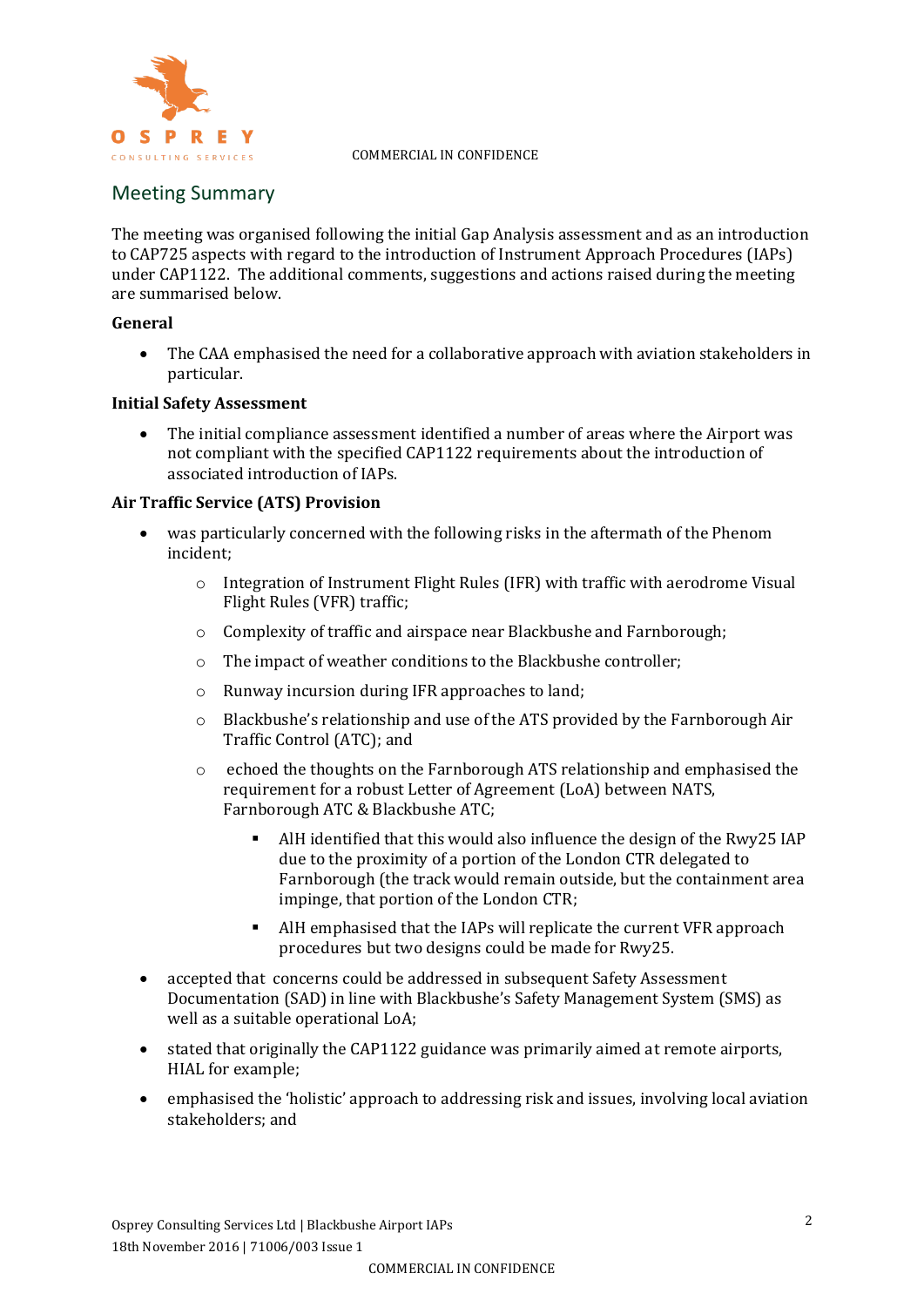## Meeting Summary

The meeting was organised following the initial Gap Analysis assessment and as an introduction to CAP725 aspects with regard to the introduction of Instrument Approach Procedures (IAPs) under CAP1122. The additional comments, suggestions and actions raised during the meeting are summarised below.

**General**

- The CAA emphasised the need for a collaborative approach with aviation stakeholders in particular.

**Initial Safety Assessment**

- The initial compliance assessment identified a number of areas where the Airport was not compliant with the specified CAP1122 requirements about the introduction of associated introduction of IAPs.

**Air Traffic Service (ATS) Provision**

- was particularly concerned with the following risks in the aftermath of the Phenom incident;
  - Integration of Instrument Flight Rules (IFR) with traffic with aerodrome Visual Flight Rules (VFR) traffic;
  - Complexity of traffic and airspace near Blackbushe and Farnborough;
  - The impact of weather conditions to the Blackbushe controller;
  - Runway incursion during IFR approaches to land;
  - Blackbushe's relationship and use of the ATS provided by the Farnborough Air Traffic Control (ATC); and
  - echoed the thoughts on the Farnborough ATS relationship and emphasised the requirement for a robust Letter of Agreement (LoA) between NATS, Farnborough ATC & Blackbushe ATC;
    - AIH identified that this would also influence the design of the Rwy25 IAP due to the proximity of a portion of the London CTR delegated to Farnborough (the track would remain outside, but the containment area impinge, that portion of the London CTR;
    - AIH emphasised that the IAPs will replicate the current VFR approach procedures but two designs could be made for Rwy25.
- accepted that concerns could be addressed in subsequent Safety Assessment Documentation (SAD) in line with Blackbushe's Safety Management System (SMS) as well as a suitable operational LoA;
- stated that originally the CAP1122 guidance was primarily aimed at remote airports, HIAL for example;
- emphasised the 'holistic' approach to addressing risk and issues, involving local aviation stakeholders; and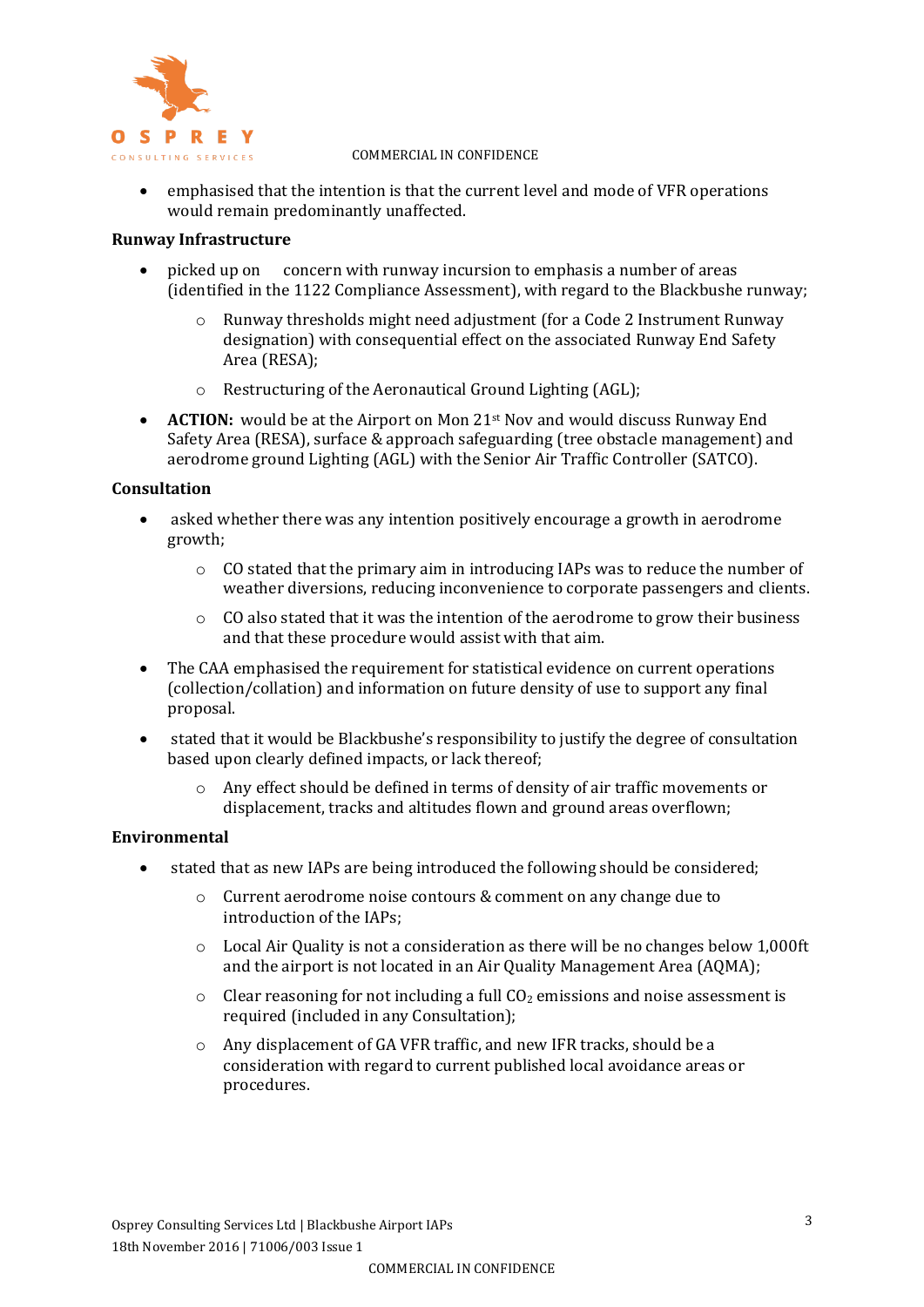- emphasised that the intention is that the current level and mode of VFR operations would remain predominantly unaffected.

**Runway Infrastructure**

- picked up on concern with runway incursion to emphasis a number of areas (identified in the 1122 Compliance Assessment), with regard to the Blackbushe runway;
  - Runway thresholds might need adjustment (for a Code 2 Instrument Runway designation) with consequential effect on the associated Runway End Safety Area (RESA);
  - Restructuring of the Aeronautical Ground Lighting (AGL);
- **ACTION:** would be at the Airport on Mon 21st Nov and would discuss Runway End Safety Area (RESA), surface & approach safeguarding (tree obstacle management) and aerodrome ground Lighting (AGL) with the Senior Air Traffic Controller (SATCO).

**Consultation**

- asked whether there was any intention positively encourage a growth in aerodrome growth;
  - CO stated that the primary aim in introducing IAPs was to reduce the number of weather diversions, reducing inconvenience to corporate passengers and clients.
  - CO also stated that it was the intention of the aerodrome to grow their business and that these procedure would assist with that aim.
- The CAA emphasised the requirement for statistical evidence on current operations (collection/collation) and information on future density of use to support any final proposal.
- stated that it would be Blackbushe's responsibility to justify the degree of consultation based upon clearly defined impacts, or lack thereof;
  - Any effect should be defined in terms of density of air traffic movements or displacement, tracks and altitudes flown and ground areas overflown;

**Environmental**

- stated that as new IAPs are being introduced the following should be considered;
  - Current aerodrome noise contours & comment on any change due to introduction of the IAPs;
  - Local Air Quality is not a consideration as there will be no changes below 1,000ft and the airport is not located in an Air Quality Management Area (AQMA);
  - Clear reasoning for not including a full $CO_2$ emissions and noise assessment is required (included in any Consultation);
  - Any displacement of GA VFR traffic, and new IFR tracks, should be a consideration with regard to current published local avoidance areas or procedures.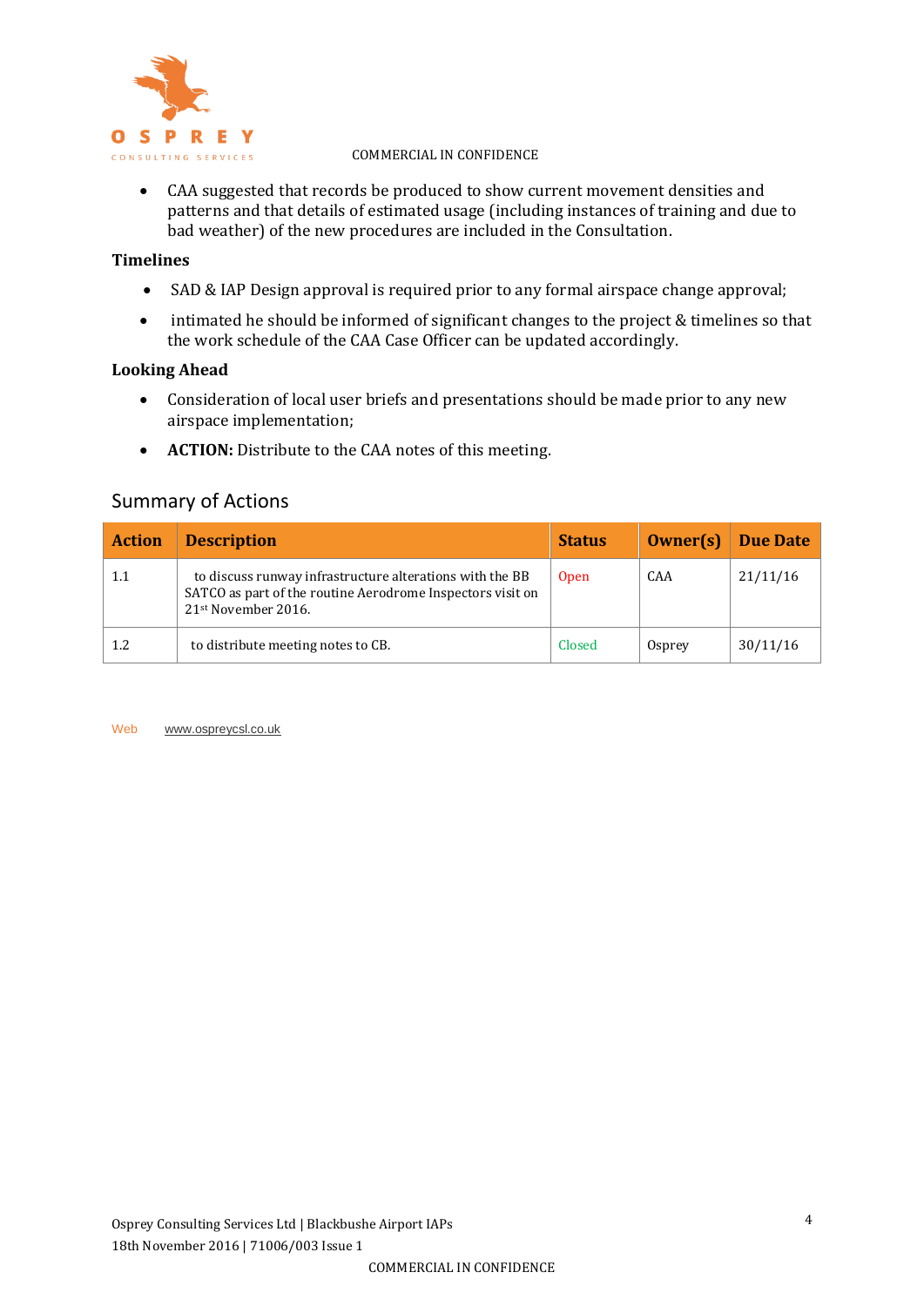- CAA suggested that records be produced to show current movement densities and patterns and that details of estimated usage (including instances of training and due to bad weather) of the new procedures are included in the Consultation.

**Timelines**

- SAD & IAP Design approval is required prior to any formal airspace change approval;
- intimated he should be informed of significant changes to the project & timelines so that the work schedule of the CAA Case Officer can be updated accordingly.

**Looking Ahead**

- Consideration of local user briefs and presentations should be made prior to any new airspace implementation;
- **ACTION:** Distribute to the CAA notes of this meeting.

## Summary of Actions

| Action | Description | Status | Owner(s) | Due Date |
|---|---|---|---|---|
| 1.1 | to discuss runway infrastructure alterations with the BB SATCO as part of the routine Aerodrome Inspectors visit on 21st November 2016. | Open | CAA | 21/11/16 |
| 1.2 | to distribute meeting notes to CB. | Closed | Osprey | 30/11/16 |

Web www.ospreycsl.co.uk